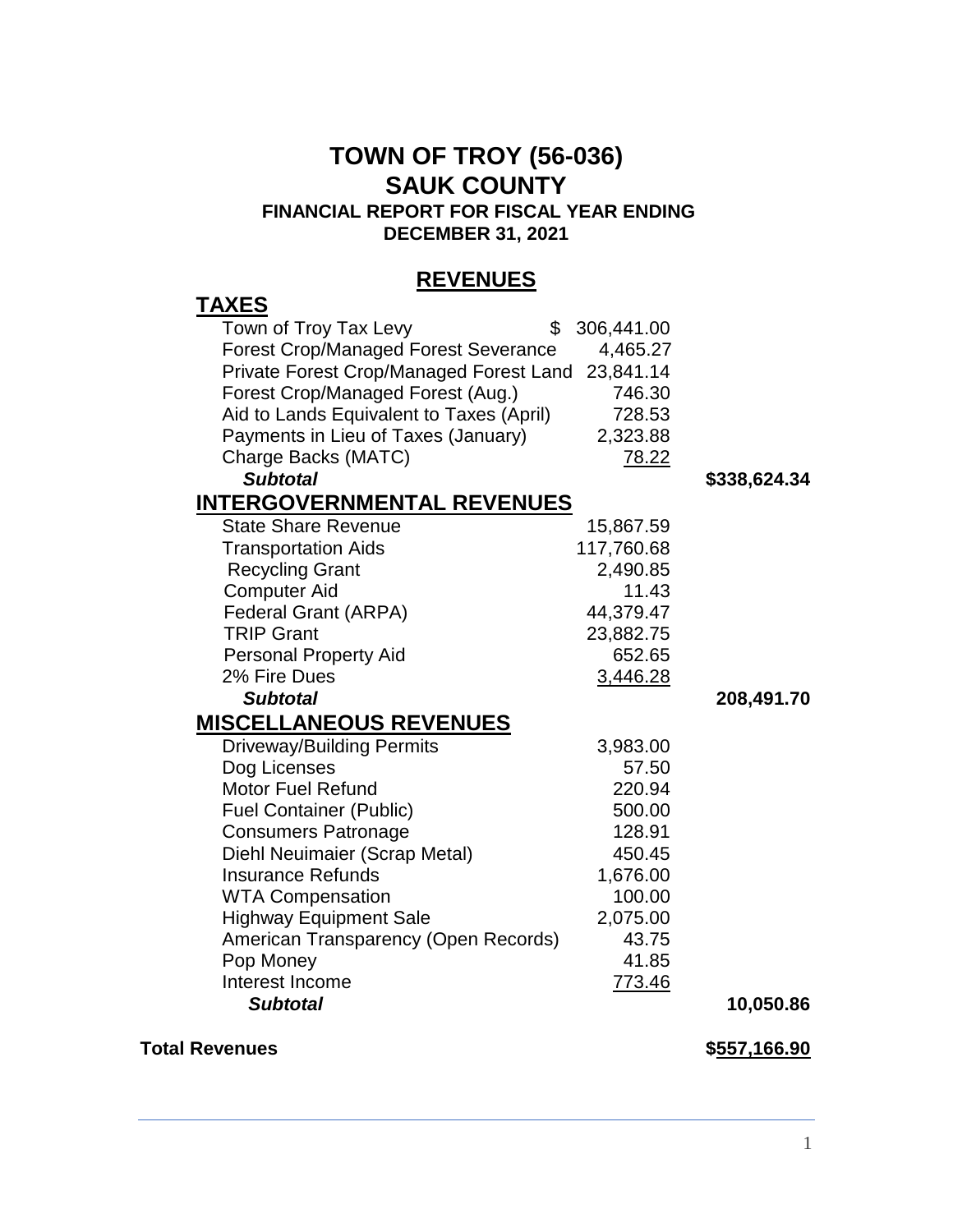# TOWN OF TROY (56-036)
# SAUK COUNTY

**FINANCIAL REPORT FOR FISCAL YEAR ENDING**
**DECEMBER 31, 2021**

## REVENUES

| | | |
|---|---|---|
| **TAXES** | | |
| Town of Troy Tax Levy | $ 306,441.00 | |
| Forest Crop/Managed Forest Severance | 4,465.27 | |
| Private Forest Crop/Managed Forest Land | 23,841.14 | |
| Forest Crop/Managed Forest (Aug.) | 746.30 | |
| Aid to Lands Equivalent to Taxes (April) | 728.53 | |
| Payments in Lieu of Taxes (January) | 2,323.88 | |
| Charge Backs (MATC) | 78.22 | |
| ***Subtotal*** | | **$338,624.34** |
| **INTERGOVERNMENTAL REVENUES** | | |
| State Share Revenue | 15,867.59 | |
| Transportation Aids | 117,760.68 | |
| Recycling Grant | 2,490.85 | |
| Computer Aid | 11.43 | |
| Federal Grant (ARPA) | 44,379.47 | |
| TRIP Grant | 23,882.75 | |
| Personal Property Aid | 652.65 | |
| 2% Fire Dues | 3,446.28 | |
| ***Subtotal*** | | **208,491.70** |
| **MISCELLANEOUS REVENUES** | | |
| Driveway/Building Permits | 3,983.00 | |
| Dog Licenses | 57.50 | |
| Motor Fuel Refund | 220.94 | |
| Fuel Container (Public) | 500.00 | |
| Consumers Patronage | 128.91 | |
| Diehl Neuimaier (Scrap Metal) | 450.45 | |
| Insurance Refunds | 1,676.00 | |
| WTA Compensation | 100.00 | |
| Highway Equipment Sale | 2,075.00 | |
| American Transparency (Open Records) | 43.75 | |
| Pop Money | 41.85 | |
| Interest Income | 773.46 | |
| ***Subtotal*** | | **10,050.86** |
| **Total Revenues** | | **$557,166.90** |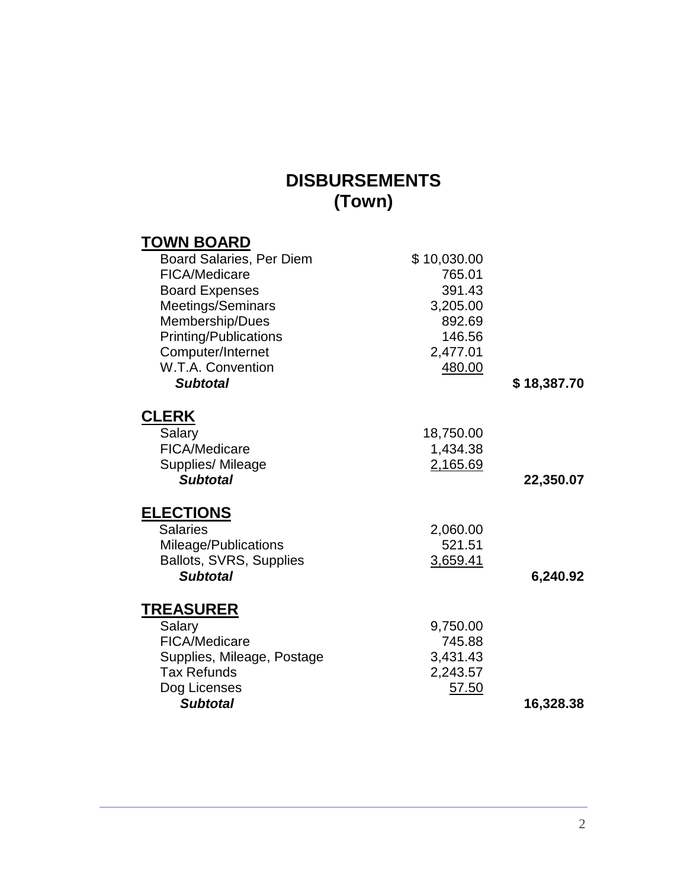# DISBURSEMENTS
# (Town)

## TOWN BOARD

| | | |
|---|---|---|
| Board Salaries, Per Diem | $ 10,030.00 | |
| FICA/Medicare | 765.01 | |
| Board Expenses | 391.43 | |
| Meetings/Seminars | 3,205.00 | |
| Membership/Dues | 892.69 | |
| Printing/Publications | 146.56 | |
| Computer/Internet | 2,477.01 | |
| W.T.A. Convention | 480.00 | |
| ***Subtotal*** | | **$ 18,387.70** |

## CLERK

| | | |
|---|---|---|
| Salary | 18,750.00 | |
| FICA/Medicare | 1,434.38 | |
| Supplies/ Mileage | 2,165.69 | |
| ***Subtotal*** | | **22,350.07** |

## ELECTIONS

| | | |
|---|---|---|
| Salaries | 2,060.00 | |
| Mileage/Publications | 521.51 | |
| Ballots, SVRS, Supplies | 3,659.41 | |
| ***Subtotal*** | | **6,240.92** |

## TREASURER

| | | |
|---|---|---|
| Salary | 9,750.00 | |
| FICA/Medicare | 745.88 | |
| Supplies, Mileage, Postage | 3,431.43 | |
| Tax Refunds | 2,243.57 | |
| Dog Licenses | 57.50 | |
| ***Subtotal*** | | **16,328.38** |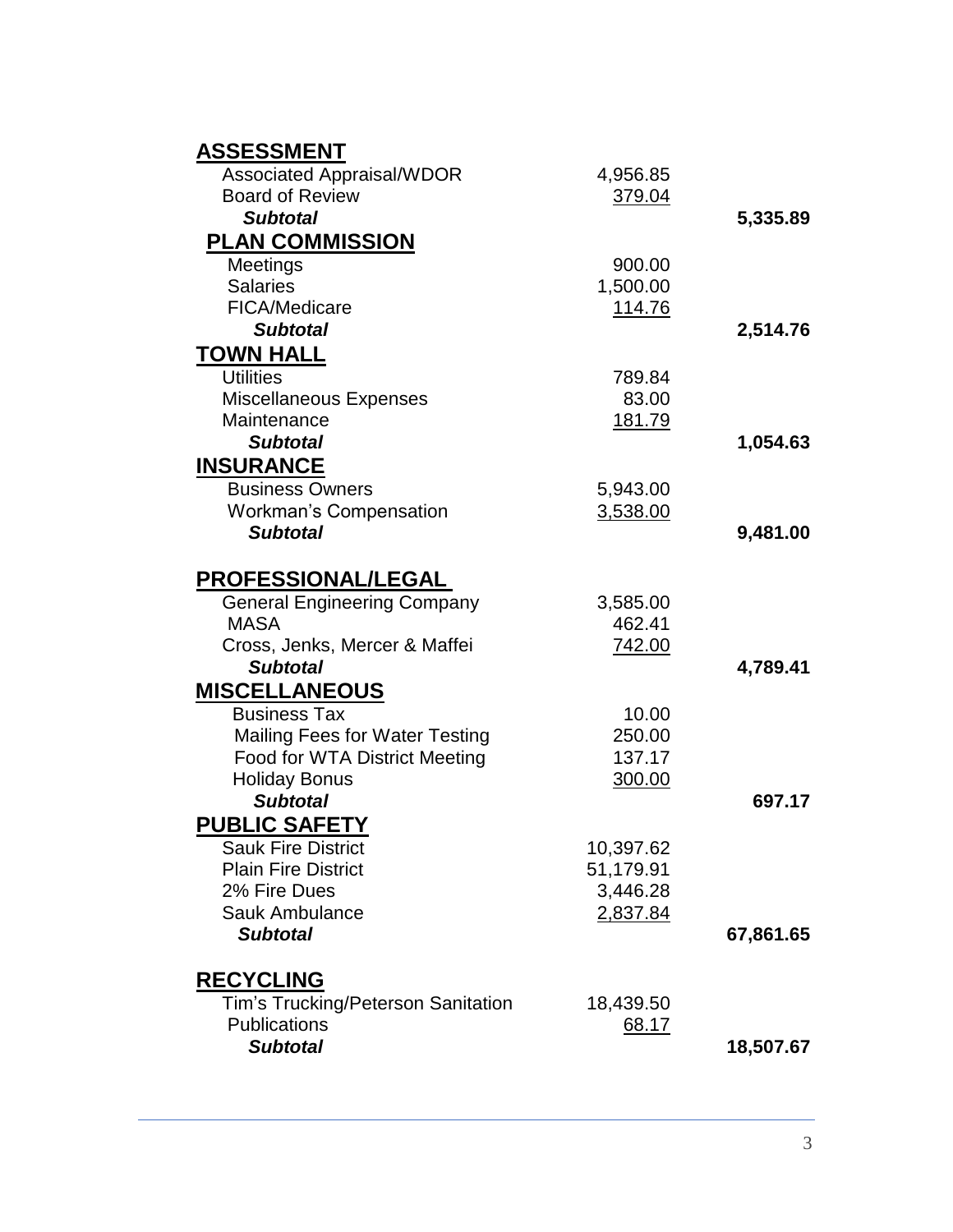## ASSESSMENT

| | | |
|---|---|---|
| Associated Appraisal/WDOR | 4,956.85 | |
| Board of Review | 379.04 | |
| ***Subtotal*** | | **5,335.89** |

## PLAN COMMISSION

| | | |
|---|---|---|
| Meetings | 900.00 | |
| Salaries | 1,500.00 | |
| FICA/Medicare | 114.76 | |
| ***Subtotal*** | | **2,514.76** |

## TOWN HALL

| | | |
|---|---|---|
| Utilities | 789.84 | |
| Miscellaneous Expenses | 83.00 | |
| Maintenance | 181.79 | |
| ***Subtotal*** | | **1,054.63** |

## INSURANCE

| | | |
|---|---|---|
| Business Owners | 5,943.00 | |
| Workman's Compensation | 3,538.00 | |
| ***Subtotal*** | | **9,481.00** |

## PROFESSIONAL/LEGAL

| | | |
|---|---|---|
| General Engineering Company | 3,585.00 | |
| MASA | 462.41 | |
| Cross, Jenks, Mercer & Maffei | 742.00 | |
| ***Subtotal*** | | **4,789.41** |

## MISCELLANEOUS

| | | |
|---|---|---|
| Business Tax | 10.00 | |
| Mailing Fees for Water Testing | 250.00 | |
| Food for WTA District Meeting | 137.17 | |
| Holiday Bonus | 300.00 | |
| ***Subtotal*** | | **697.17** |

## PUBLIC SAFETY

| | | |
|---|---|---|
| Sauk Fire District | 10,397.62 | |
| Plain Fire District | 51,179.91 | |
| 2% Fire Dues | 3,446.28 | |
| Sauk Ambulance | 2,837.84 | |
| ***Subtotal*** | | **67,861.65** |

## RECYCLING

| | | |
|---|---|---|
| Tim's Trucking/Peterson Sanitation | 18,439.50 | |
| Publications | 68.17 | |
| ***Subtotal*** | | **18,507.67** |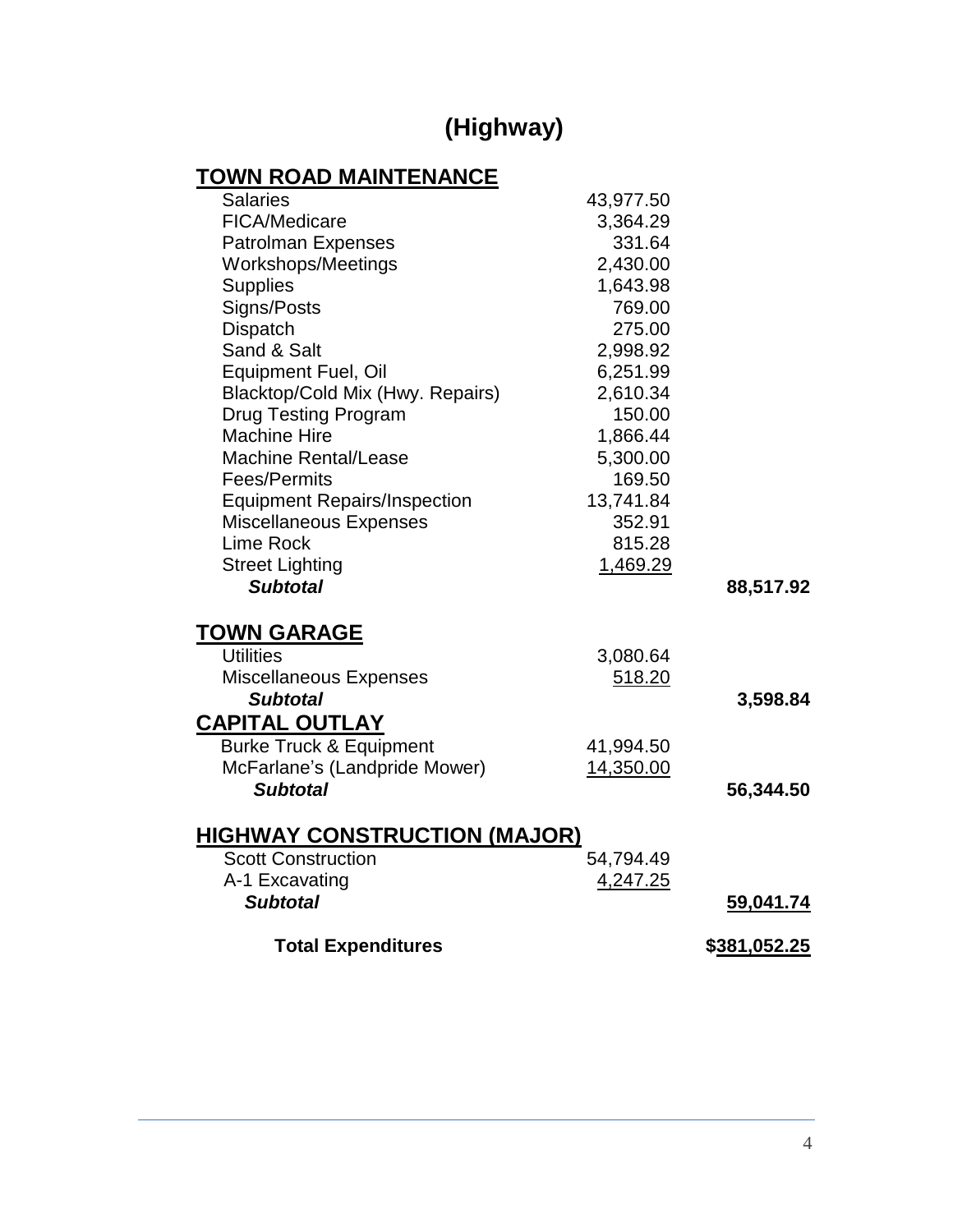# (Highway)

## TOWN ROAD MAINTENANCE

| | | |
|---|---|---|
| Salaries | 43,977.50 | |
| FICA/Medicare | 3,364.29 | |
| Patrolman Expenses | 331.64 | |
| Workshops/Meetings | 2,430.00 | |
| Supplies | 1,643.98 | |
| Signs/Posts | 769.00 | |
| Dispatch | 275.00 | |
| Sand & Salt | 2,998.92 | |
| Equipment Fuel, Oil | 6,251.99 | |
| Blacktop/Cold Mix (Hwy. Repairs) | 2,610.34 | |
| Drug Testing Program | 150.00 | |
| Machine Hire | 1,866.44 | |
| Machine Rental/Lease | 5,300.00 | |
| Fees/Permits | 169.50 | |
| Equipment Repairs/Inspection | 13,741.84 | |
| Miscellaneous Expenses | 352.91 | |
| Lime Rock | 815.28 | |
| Street Lighting | 1,469.29 | |
| ***Subtotal*** | | **88,517.92** |

## TOWN GARAGE

| | | |
|---|---|---|
| Utilities | 3,080.64 | |
| Miscellaneous Expenses | 518.20 | |
| ***Subtotal*** | | **3,598.84** |

## CAPITAL OUTLAY

| | | |
|---|---|---|
| Burke Truck & Equipment | 41,994.50 | |
| McFarlane's (Landpride Mower) | 14,350.00 | |
| ***Subtotal*** | | **56,344.50** |

## HIGHWAY CONSTRUCTION (MAJOR)

| | | |
|---|---|---|
| Scott Construction | 54,794.49 | |
| A-1 Excavating | 4,247.25 | |
| ***Subtotal*** | | **59,041.74** |
| **Total Expenditures** | | **$381,052.25** |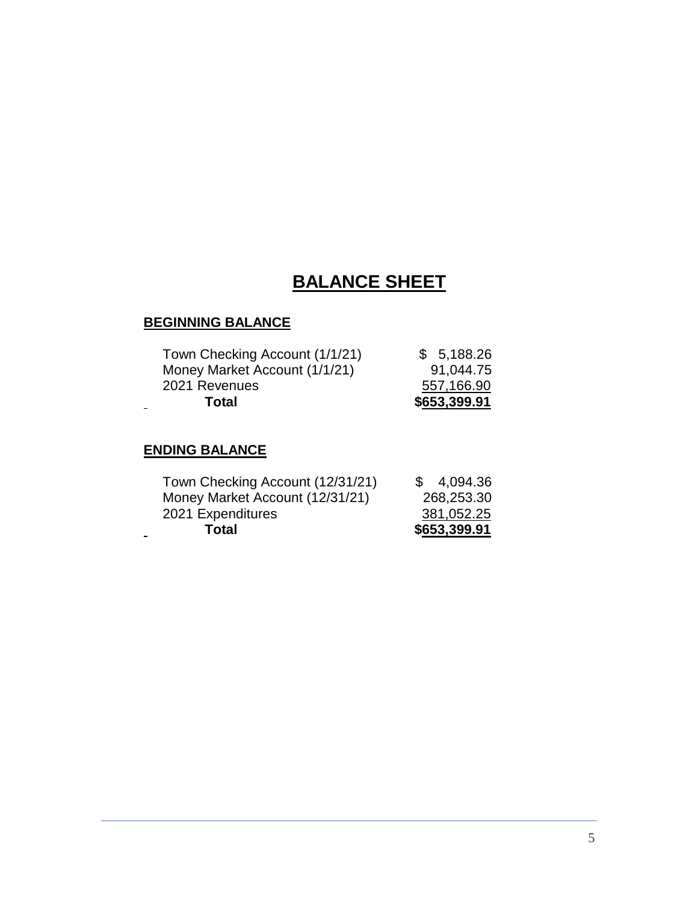# BALANCE SHEET

## BEGINNING BALANCE

| | |
|---|---|
| Town Checking Account (1/1/21) | $ 5,188.26 |
| Money Market Account (1/1/21) | 91,044.75 |
| 2021 Revenues | 557,166.90 |
| **Total** | **$653,399.91** |

## ENDING BALANCE

| | |
|---|---|
| Town Checking Account (12/31/21) | $ 4,094.36 |
| Money Market Account (12/31/21) | 268,253.30 |
| 2021 Expenditures | 381,052.25 |
| **Total** | **$653,399.91** |